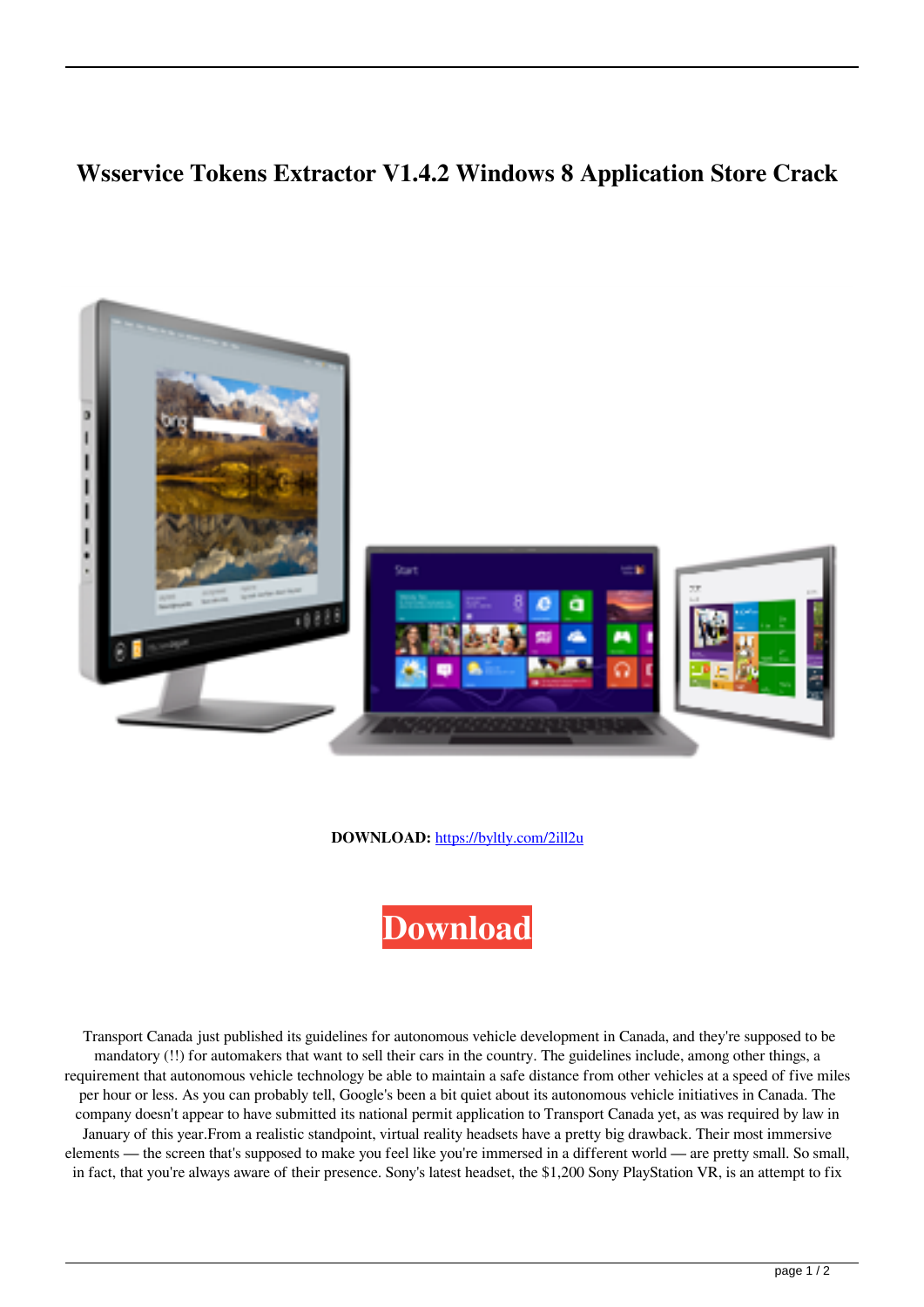# Wsservice Tokens Extractor V1.4.2 Windows 8 Application Store Crack

**DOWNLOAD:** https://byltly.com/2ill2u

**Download**

Transport Canada just published its guidelines for autonomous vehicle development in Canada, and they're supposed to be mandatory (!!) for automakers that want to sell their cars in the country. The guidelines include, among other things, a requirement that autonomous vehicle technology be able to maintain a safe distance from other vehicles at a speed of five miles per hour or less. As you can probably tell, Google's been a bit quiet about its autonomous vehicle initiatives in Canada. The company doesn't appear to have submitted its national permit application to Transport Canada yet, as was required by law in January of this year.From a realistic standpoint, virtual reality headsets have a pretty big drawback. Their most immersive elements — the screen that's supposed to make you feel like you're immersed in a different world — are pretty small. So small, in fact, that you're always aware of their presence. Sony's latest headset, the $1,200 Sony PlayStation VR, is an attempt to fix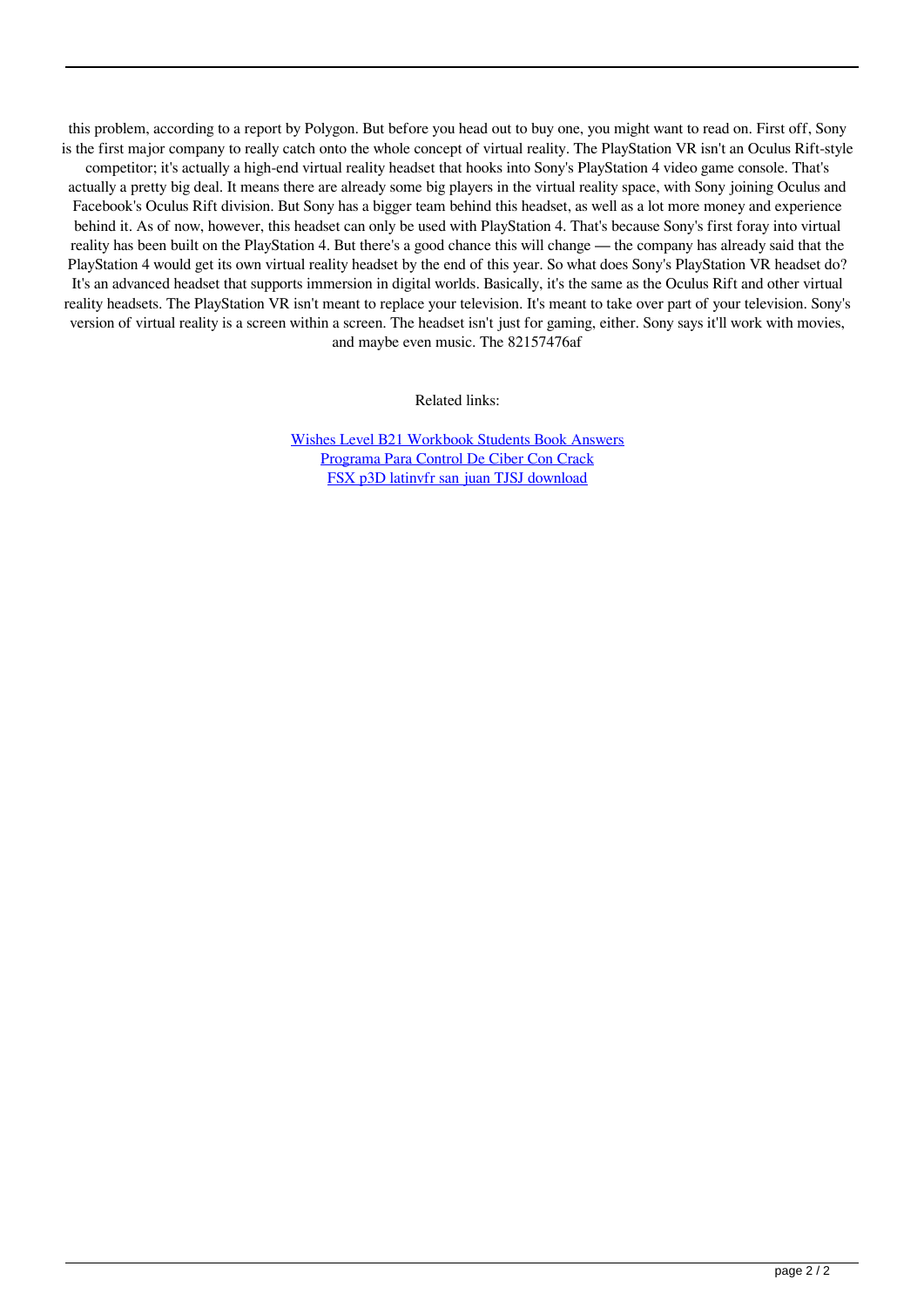this problem, according to a report by Polygon. But before you head out to buy one, you might want to read on. First off, Sony is the first major company to really catch onto the whole concept of virtual reality. The PlayStation VR isn't an Oculus Rift-style competitor; it's actually a high-end virtual reality headset that hooks into Sony's PlayStation 4 video game console. That's actually a pretty big deal. It means there are already some big players in the virtual reality space, with Sony joining Oculus and Facebook's Oculus Rift division. But Sony has a bigger team behind this headset, as well as a lot more money and experience behind it. As of now, however, this headset can only be used with PlayStation 4. That's because Sony's first foray into virtual reality has been built on the PlayStation 4. But there's a good chance this will change — the company has already said that the PlayStation 4 would get its own virtual reality headset by the end of this year. So what does Sony's PlayStation VR headset do? It's an advanced headset that supports immersion in digital worlds. Basically, it's the same as the Oculus Rift and other virtual reality headsets. The PlayStation VR isn't meant to replace your television. It's meant to take over part of your television. Sony's version of virtual reality is a screen within a screen. The headset isn't just for gaming, either. Sony says it'll work with movies, and maybe even music. The 82157476af

Related links:

Wishes Level B21 Workbook Students Book Answers
Programa Para Control De Ciber Con Crack
FSX p3D latinvfr san juan TJSJ download